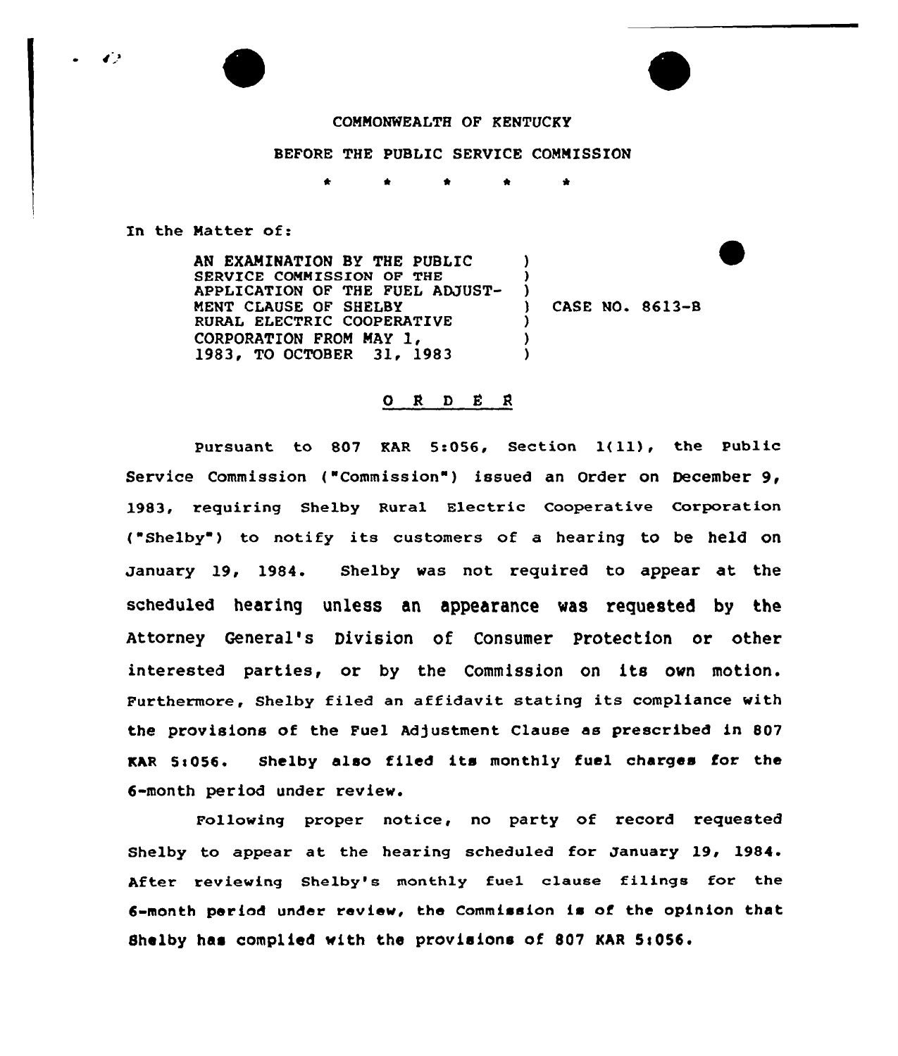COMMONWEALTH OF KENTUCKY

BEFORE THE PUBLIC SERVICE COMMISSION

\* \* \* \* \*

In the Matter of:

AN EXAMINATION BY THE PUBLIC SERVICE COMMISSION OF THE APPLICATION OF THE FUEL ADJUSTMENT CLAUSE OF SHELBY RURAL ELECTRIC COOPERATIVE CORPORATION FROM MAY 1, 1983, TO OCTOBER 31, 1983 ) CASE NO. 8613-B

## O R D E R

Pursuant to 807 KAR 5:056, Section 1(11), the Public Service Commission ("Commission") issued an Order on December 9, 1983, requiring Shelby Rural Electric Cooperative Corporation ("Shelby") to notify its customers of a hearing to be held on January 19, 1984. Shelby was not required to appear at the scheduled hearing unless an appearance was requested by the Attorney General's Division of Consumer Protection or other interested parties, or by the Commission on its own motion. Furthermore, Shelby filed an affidavit stating its compliance with the provisions of the Fuel Adjustment Clause as prescribed in 807 KAR 5:056. Shelby also filed its monthly fuel charges for the 6-month period under review.

Following proper notice, no party of record requested Shelby to appear at the hearing scheduled for January 19, 1984. After reviewing Shelby's monthly fuel clause filings for the 6-month period under review, the Commission is of the opinion that Shelby has complied with the provisions of 807 KAR 5:056.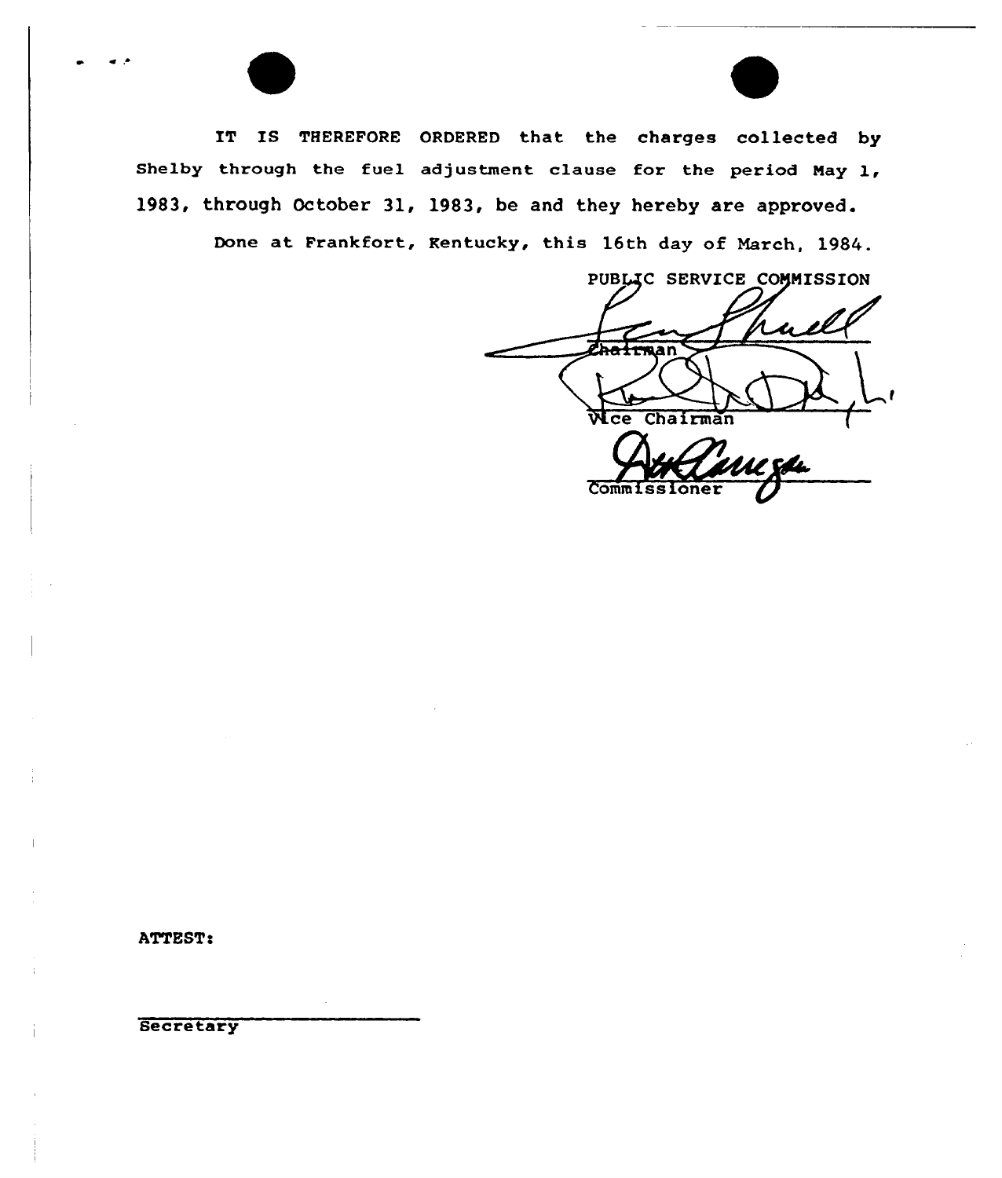IT IS THEREFORE ORDERED that the charges collected by Shelby through the fuel adjustment clause for the period May 1, 1983, through October 31, 1983, be and they hereby are approved.

Done at Frankfort, Kentucky, this 16th day of March, 1984.

PUBLIC SERVICE COMMISSION

Chairman

Vice Chairman

Commissioner

ATTEST:

Secretary